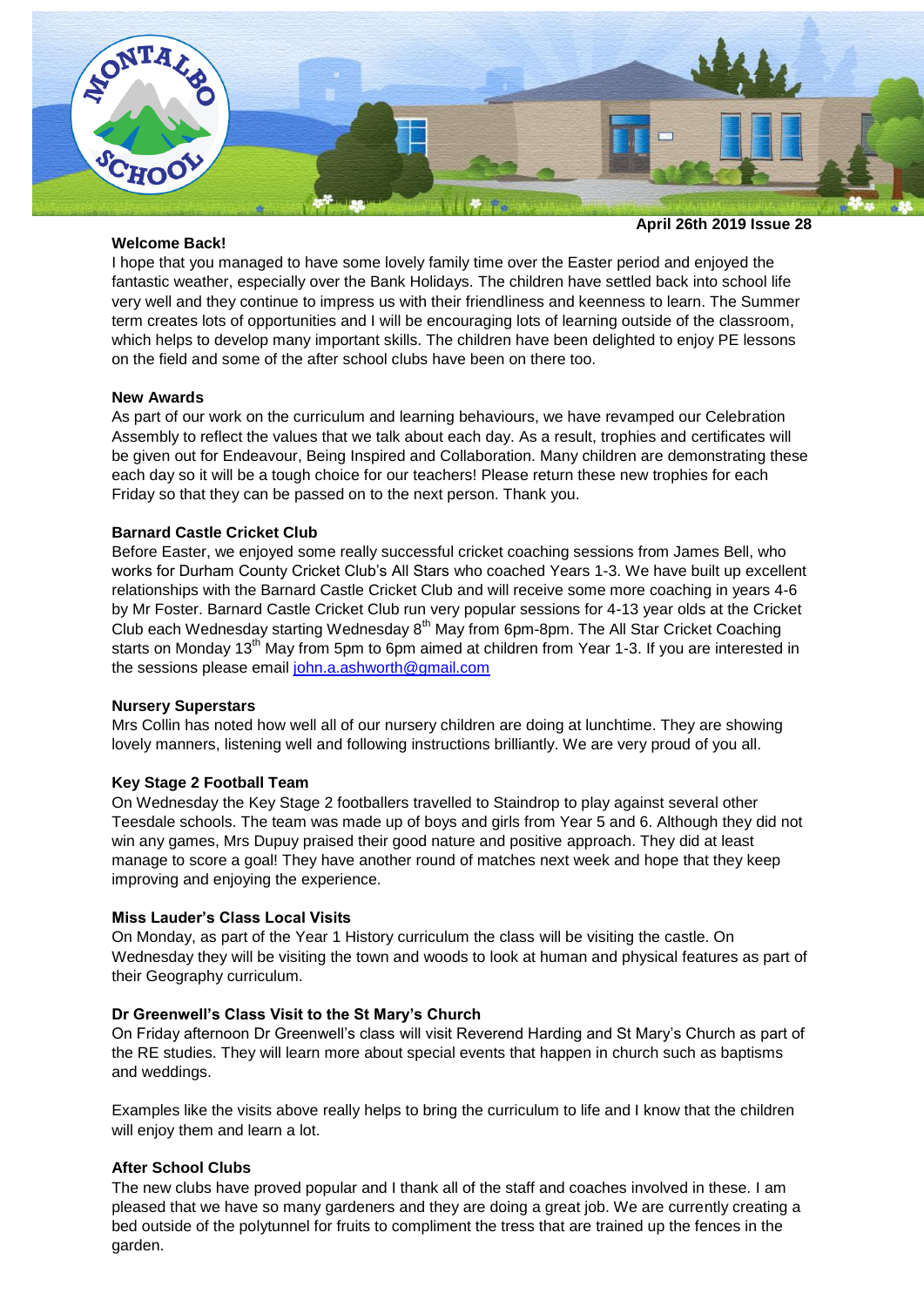April 26th 2019 Issue 28

**Welcome Back!**

I hope that you managed to have some lovely family time over the Easter period and enjoyed the fantastic weather, especially over the Bank Holidays. The children have settled back into school life very well and they continue to impress us with their friendliness and keenness to learn. The Summer term creates lots of opportunities and I will be encouraging lots of learning outside of the classroom, which helps to develop many important skills. The children have been delighted to enjoy PE lessons on the field and some of the after school clubs have been on there too.

**New Awards**

As part of our work on the curriculum and learning behaviours, we have revamped our Celebration Assembly to reflect the values that we talk about each day. As a result, trophies and certificates will be given out for Endeavour, Being Inspired and Collaboration. Many children are demonstrating these each day so it will be a tough choice for our teachers! Please return these new trophies for each Friday so that they can be passed on to the next person. Thank you.

**Barnard Castle Cricket Club**

Before Easter, we enjoyed some really successful cricket coaching sessions from James Bell, who works for Durham County Cricket Club's All Stars who coached Years 1-3. We have built up excellent relationships with the Barnard Castle Cricket Club and will receive some more coaching in years 4-6 by Mr Foster. Barnard Castle Cricket Club run very popular sessions for 4-13 year olds at the Cricket Club each Wednesday starting Wednesday 8th May from 6pm-8pm. The All Star Cricket Coaching starts on Monday 13th May from 5pm to 6pm aimed at children from Year 1-3. If you are interested in the sessions please email john.a.ashworth@gmail.com

**Nursery Superstars**

Mrs Collin has noted how well all of our nursery children are doing at lunchtime. They are showing lovely manners, listening well and following instructions brilliantly. We are very proud of you all.

**Key Stage 2 Football Team**

On Wednesday the Key Stage 2 footballers travelled to Staindrop to play against several other Teesdale schools. The team was made up of boys and girls from Year 5 and 6. Although they did not win any games, Mrs Dupuy praised their good nature and positive approach. They did at least manage to score a goal! They have another round of matches next week and hope that they keep improving and enjoying the experience.

**Miss Lauder's Class Local Visits**

On Monday, as part of the Year 1 History curriculum the class will be visiting the castle. On Wednesday they will be visiting the town and woods to look at human and physical features as part of their Geography curriculum.

**Dr Greenwell's Class Visit to the St Mary's Church**

On Friday afternoon Dr Greenwell's class will visit Reverend Harding and St Mary's Church as part of the RE studies. They will learn more about special events that happen in church such as baptisms and weddings.

Examples like the visits above really helps to bring the curriculum to life and I know that the children will enjoy them and learn a lot.

**After School Clubs**

The new clubs have proved popular and I thank all of the staff and coaches involved in these. I am pleased that we have so many gardeners and they are doing a great job. We are currently creating a bed outside of the polytunnel for fruits to compliment the tress that are trained up the fences in the garden.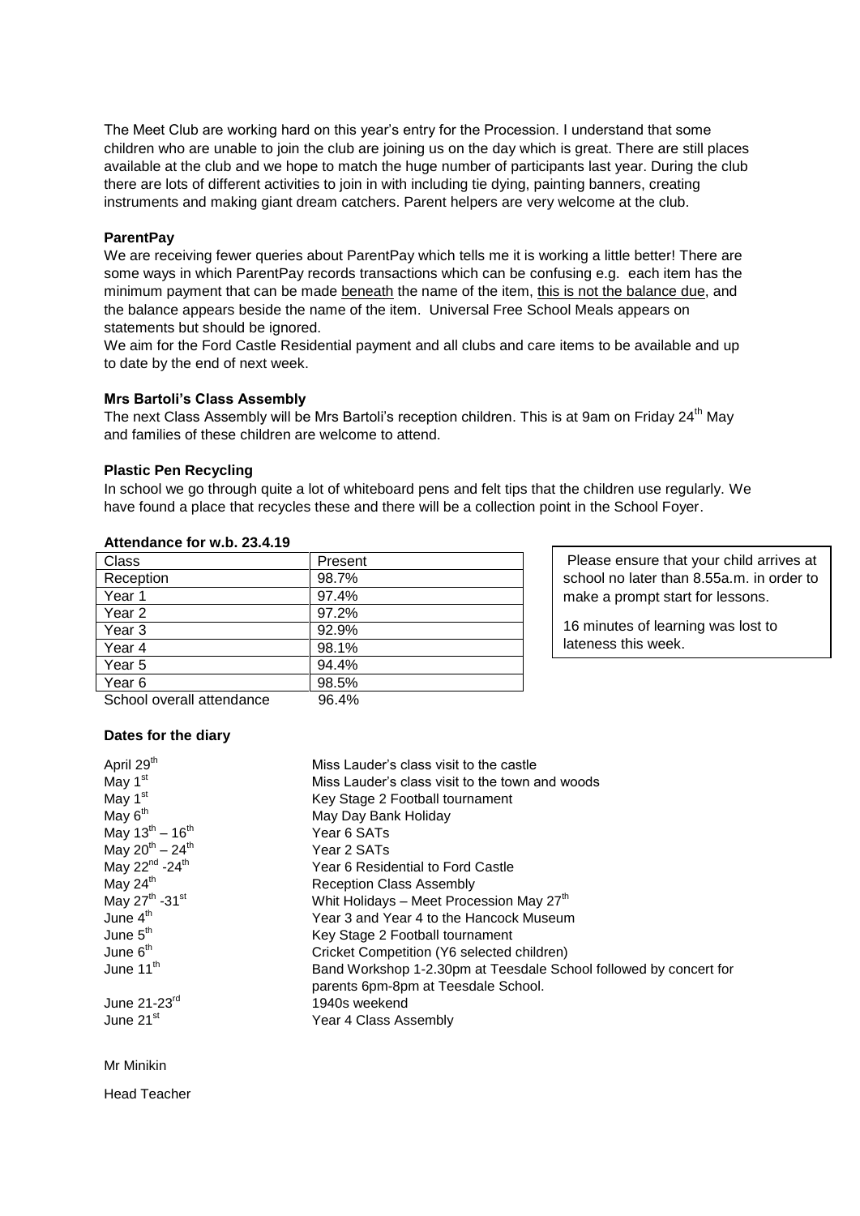The Meet Club are working hard on this year's entry for the Procession. I understand that some children who are unable to join the club are joining us on the day which is great. There are still places available at the club and we hope to match the huge number of participants last year. During the club there are lots of different activities to join in with including tie dying, painting banners, creating instruments and making giant dream catchers. Parent helpers are very welcome at the club.

**ParentPay**

We are receiving fewer queries about ParentPay which tells me it is working a little better! There are some ways in which ParentPay records transactions which can be confusing e.g. each item has the minimum payment that can be made beneath the name of the item, this is not the balance due, and the balance appears beside the name of the item. Universal Free School Meals appears on statements but should be ignored.

We aim for the Ford Castle Residential payment and all clubs and care items to be available and up to date by the end of next week.

**Mrs Bartoli's Class Assembly**

The next Class Assembly will be Mrs Bartoli's reception children. This is at 9am on Friday 24th May and families of these children are welcome to attend.

**Plastic Pen Recycling**

In school we go through quite a lot of whiteboard pens and felt tips that the children use regularly. We have found a place that recycles these and there will be a collection point in the School Foyer.

**Attendance for w.b. 23.4.19**

| Class | Present |
|---|---|
| Reception | 98.7% |
| Year 1 | 97.4% |
| Year 2 | 97.2% |
| Year 3 | 92.9% |
| Year 4 | 98.1% |
| Year 5 | 94.4% |
| Year 6 | 98.5% |
| School overall attendance | 96.4% |

Please ensure that your child arrives at school no later than 8.55a.m. in order to make a prompt start for lessons.

16 minutes of learning was lost to lateness this week.

**Dates for the diary**

| | |
|---|---|
| April 29th | Miss Lauder's class visit to the castle |
| May 1st | Miss Lauder's class visit to the town and woods |
| May 1st | Key Stage 2 Football tournament |
| May 6th | May Day Bank Holiday |
| May 13th – 16th | Year 6 SATs |
| May 20th – 24th | Year 2 SATs |
| May 22nd -24th | Year 6 Residential to Ford Castle |
| May 24th | Reception Class Assembly |
| May 27th -31st | Whit Holidays – Meet Procession May 27th |
| June 4th | Year 3 and Year 4 to the Hancock Museum |
| June 5th | Key Stage 2 Football tournament |
| June 6th | Cricket Competition (Y6 selected children) |
| June 11th | Band Workshop 1-2.30pm at Teesdale School followed by concert for parents 6pm-8pm at Teesdale School. |
| June 21-23rd | 1940s weekend |
| June 21st | Year 4 Class Assembly |

Mr Minikin

Head Teacher